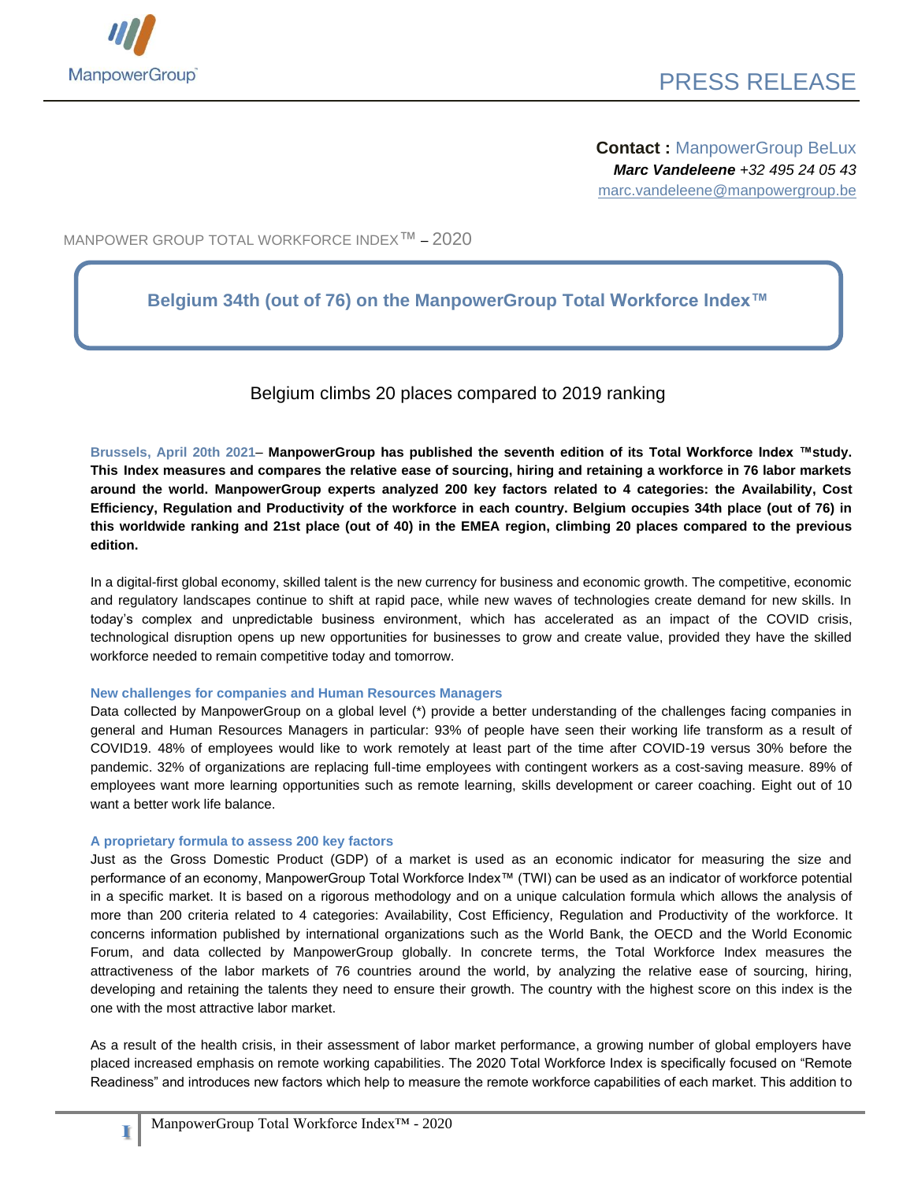ManpowerGroup

PRESS RELEASE

**Contact :** ManpowerGroup BeLux
***Marc Vandeleene*** *+32 495 24 05 43*
marc.vandeleene@manpowergroup.be

MANPOWER GROUP TOTAL WORKFORCE INDEX™ – 2020

# Belgium 34th (out of 76) on the ManpowerGroup Total Workforce Index™

## Belgium climbs 20 places compared to 2019 ranking

**Brussels, April 20th 2021– ManpowerGroup has published the seventh edition of its Total Workforce Index ™study. This Index measures and compares the relative ease of sourcing, hiring and retaining a workforce in 76 labor markets around the world. ManpowerGroup experts analyzed 200 key factors related to 4 categories: the Availability, Cost Efficiency, Regulation and Productivity of the workforce in each country. Belgium occupies 34th place (out of 76) in this worldwide ranking and 21st place (out of 40) in the EMEA region, climbing 20 places compared to the previous edition.**

In a digital-first global economy, skilled talent is the new currency for business and economic growth. The competitive, economic and regulatory landscapes continue to shift at rapid pace, while new waves of technologies create demand for new skills. In today's complex and unpredictable business environment, which has accelerated as an impact of the COVID crisis, technological disruption opens up new opportunities for businesses to grow and create value, provided they have the skilled workforce needed to remain competitive today and tomorrow.

### New challenges for companies and Human Resources Managers

Data collected by ManpowerGroup on a global level (*) provide a better understanding of the challenges facing companies in general and Human Resources Managers in particular: 93% of people have seen their working life transform as a result of COVID19. 48% of employees would like to work remotely at least part of the time after COVID-19 versus 30% before the pandemic. 32% of organizations are replacing full-time employees with contingent workers as a cost-saving measure. 89% of employees want more learning opportunities such as remote learning, skills development or career coaching. Eight out of 10 want a better work life balance.

### A proprietary formula to assess 200 key factors

Just as the Gross Domestic Product (GDP) of a market is used as an economic indicator for measuring the size and performance of an economy, ManpowerGroup Total Workforce Index™ (TWI) can be used as an indicator of workforce potential in a specific market. It is based on a rigorous methodology and on a unique calculation formula which allows the analysis of more than 200 criteria related to 4 categories: Availability, Cost Efficiency, Regulation and Productivity of the workforce. It concerns information published by international organizations such as the World Bank, the OECD and the World Economic Forum, and data collected by ManpowerGroup globally. In concrete terms, the Total Workforce Index measures the attractiveness of the labor markets of 76 countries around the world, by analyzing the relative ease of sourcing, hiring, developing and retaining the talents they need to ensure their growth. The country with the highest score on this index is the one with the most attractive labor market.

As a result of the health crisis, in their assessment of labor market performance, a growing number of global employers have placed increased emphasis on remote working capabilities. The 2020 Total Workforce Index is specifically focused on "Remote Readiness" and introduces new factors which help to measure the remote workforce capabilities of each market. This addition to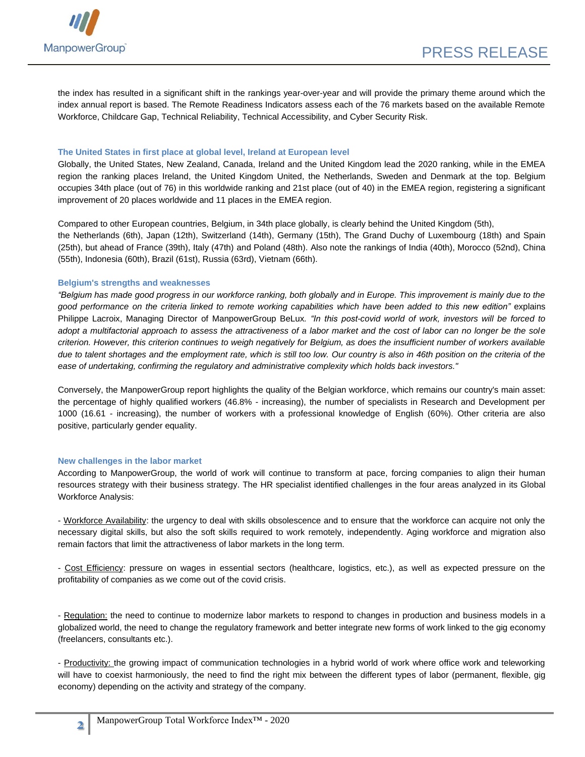the index has resulted in a significant shift in the rankings year-over-year and will provide the primary theme around which the index annual report is based. The Remote Readiness Indicators assess each of the 76 markets based on the available Remote Workforce, Childcare Gap, Technical Reliability, Technical Accessibility, and Cyber Security Risk.

### The United States in first place at global level, Ireland at European level

Globally, the United States, New Zealand, Canada, Ireland and the United Kingdom lead the 2020 ranking, while in the EMEA region the ranking places Ireland, the United Kingdom United, the Netherlands, Sweden and Denmark at the top. Belgium occupies 34th place (out of 76) in this worldwide ranking and 21st place (out of 40) in the EMEA region, registering a significant improvement of 20 places worldwide and 11 places in the EMEA region.

Compared to other European countries, Belgium, in 34th place globally, is clearly behind the United Kingdom (5th), the Netherlands (6th), Japan (12th), Switzerland (14th), Germany (15th), The Grand Duchy of Luxembourg (18th) and Spain (25th), but ahead of France (39th), Italy (47th) and Poland (48th). Also note the rankings of India (40th), Morocco (52nd), China (55th), Indonesia (60th), Brazil (61st), Russia (63rd), Vietnam (66th).

### Belgium's strengths and weaknesses

*"Belgium has made good progress in our workforce ranking, both globally and in Europe. This improvement is mainly due to the good performance on the criteria linked to remote working capabilities which have been added to this new edition"* explains Philippe Lacroix, Managing Director of ManpowerGroup BeLux. *"In this post-covid world of work, investors will be forced to adopt a multifactorial approach to assess the attractiveness of a labor market and the cost of labor can no longer be the sole criterion. However, this criterion continues to weigh negatively for Belgium, as does the insufficient number of workers available due to talent shortages and the employment rate, which is still too low. Our country is also in 46th position on the criteria of the ease of undertaking, confirming the regulatory and administrative complexity which holds back investors."*

Conversely, the ManpowerGroup report highlights the quality of the Belgian workforce, which remains our country's main asset: the percentage of highly qualified workers (46.8% - increasing), the number of specialists in Research and Development per 1000 (16.61 - increasing), the number of workers with a professional knowledge of English (60%). Other criteria are also positive, particularly gender equality.

### New challenges in the labor market

According to ManpowerGroup, the world of work will continue to transform at pace, forcing companies to align their human resources strategy with their business strategy. The HR specialist identified challenges in the four areas analyzed in its Global Workforce Analysis:

- Workforce Availability: the urgency to deal with skills obsolescence and to ensure that the workforce can acquire not only the necessary digital skills, but also the soft skills required to work remotely, independently. Aging workforce and migration also remain factors that limit the attractiveness of labor markets in the long term.

- Cost Efficiency: pressure on wages in essential sectors (healthcare, logistics, etc.), as well as expected pressure on the profitability of companies as we come out of the covid crisis.

- Regulation: the need to continue to modernize labor markets to respond to changes in production and business models in a globalized world, the need to change the regulatory framework and better integrate new forms of work linked to the gig economy (freelancers, consultants etc.).

- Productivity: the growing impact of communication technologies in a hybrid world of work where office work and teleworking will have to coexist harmoniously, the need to find the right mix between the different types of labor (permanent, flexible, gig economy) depending on the activity and strategy of the company.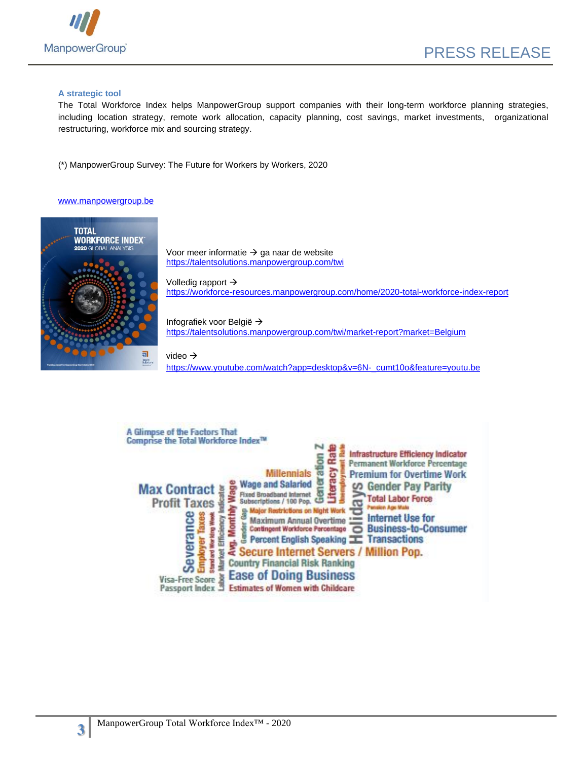### A strategic tool

The Total Workforce Index helps ManpowerGroup support companies with their long-term workforce planning strategies, including location strategy, remote work allocation, capacity planning, cost savings, market investments, organizational restructuring, workforce mix and sourcing strategy.

(*) ManpowerGroup Survey: The Future for Workers by Workers, 2020

www.manpowergroup.be

Voor meer informatie → ga naar de website
https://talentsolutions.manpowergroup.com/twi

Volledig rapport →
https://workforce-resources.manpowergroup.com/home/2020-total-workforce-index-report

Infografiek voor België →
https://talentsolutions.manpowergroup.com/twi/market-report?market=Belgium

video →
https://www.youtube.com/watch?app=desktop&v=6N-_cumt10o&feature=youtu.be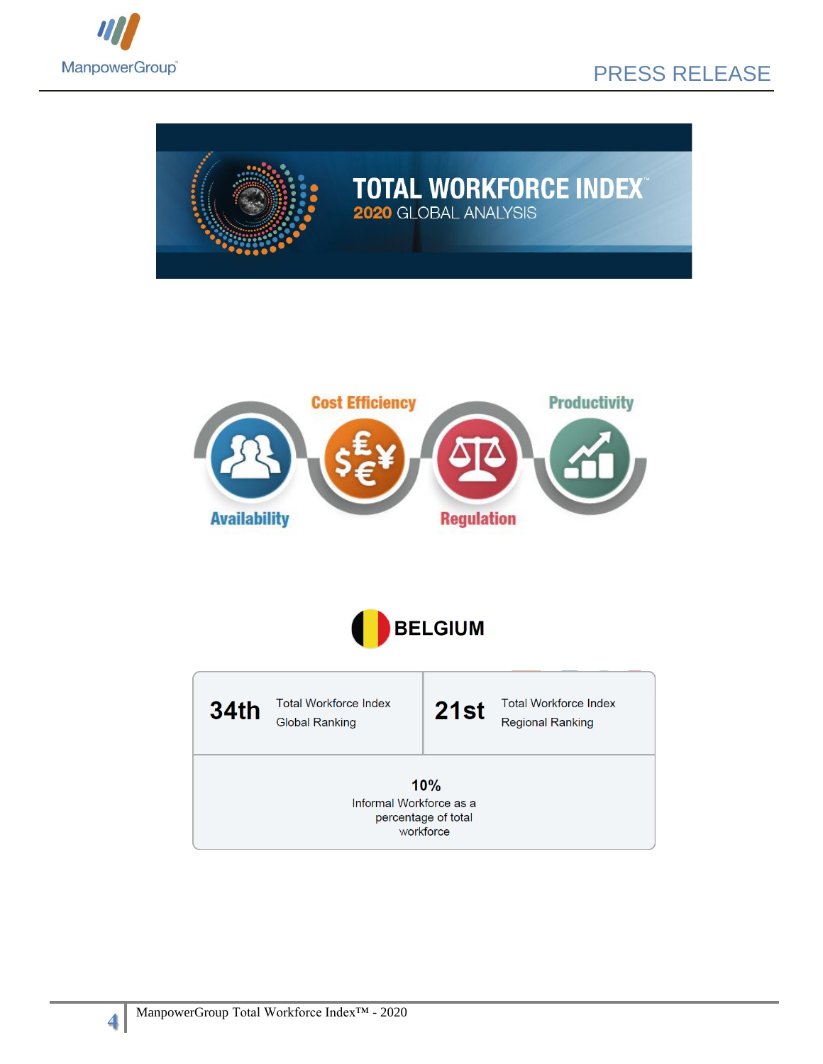# BELGIUM

| 34th Total Workforce Index Global Ranking | 21st Total Workforce Index Regional Ranking |
|---|---|
| **10%** Informal Workforce as a percentage of total workforce | |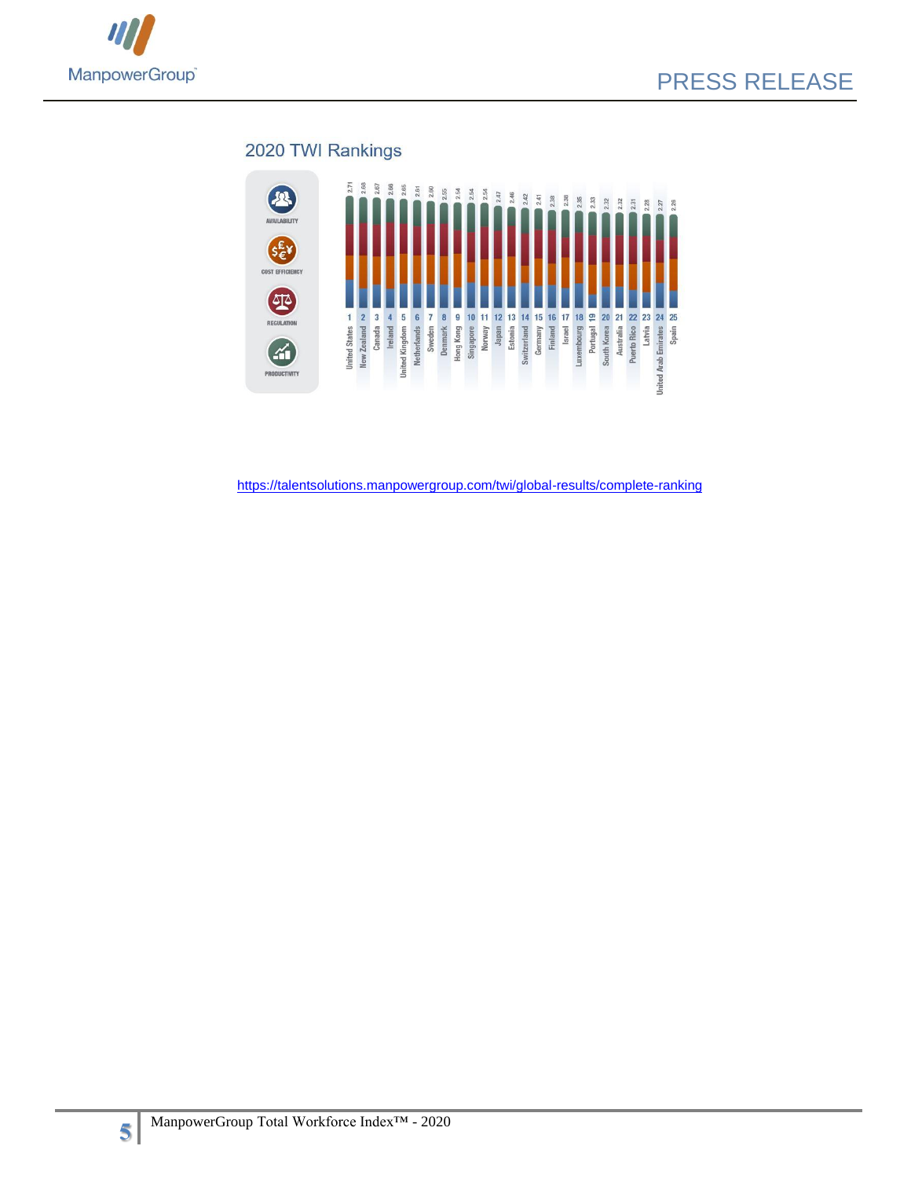## 2020 TWI Rankings

| Rank | Country | Score |
|---|---|---|
| 1 | United States | 2.71 |
| 2 | New Zealand | 2.68 |
| 3 | Canada | 2.67 |
| 4 | Ireland | 2.66 |
| 5 | United Kingdom | 2.65 |
| 6 | Netherlands | 2.61 |
| 7 | Sweden | 2.60 |
| 8 | Denmark | 2.55 |
| 9 | Hong Kong | 2.54 |
| 10 | Singapore | 2.54 |
| 11 | Norway | 2.54 |
| 12 | Japan | 2.47 |
| 13 | Estonia | 2.46 |
| 14 | Switzerland | 2.42 |
| 15 | Germany | 2.41 |
| 16 | Finland | 2.38 |
| 17 | Israel | 2.38 |
| 18 | Luxembourg | 2.35 |
| 19 | Portugal | 2.33 |
| 20 | South Korea | 2.32 |
| 21 | Australia | 2.32 |
| 22 | Puerto Rico | 2.31 |
| 23 | Latvia | 2.28 |
| 24 | United Arab Emirates | 2.27 |
| 25 | Spain | 2.26 |

AVAILABILITY

COST EFFICIENCY

REGULATION

PRODUCTIVITY

https://talentsolutions.manpowergroup.com/twi/global-results/complete-ranking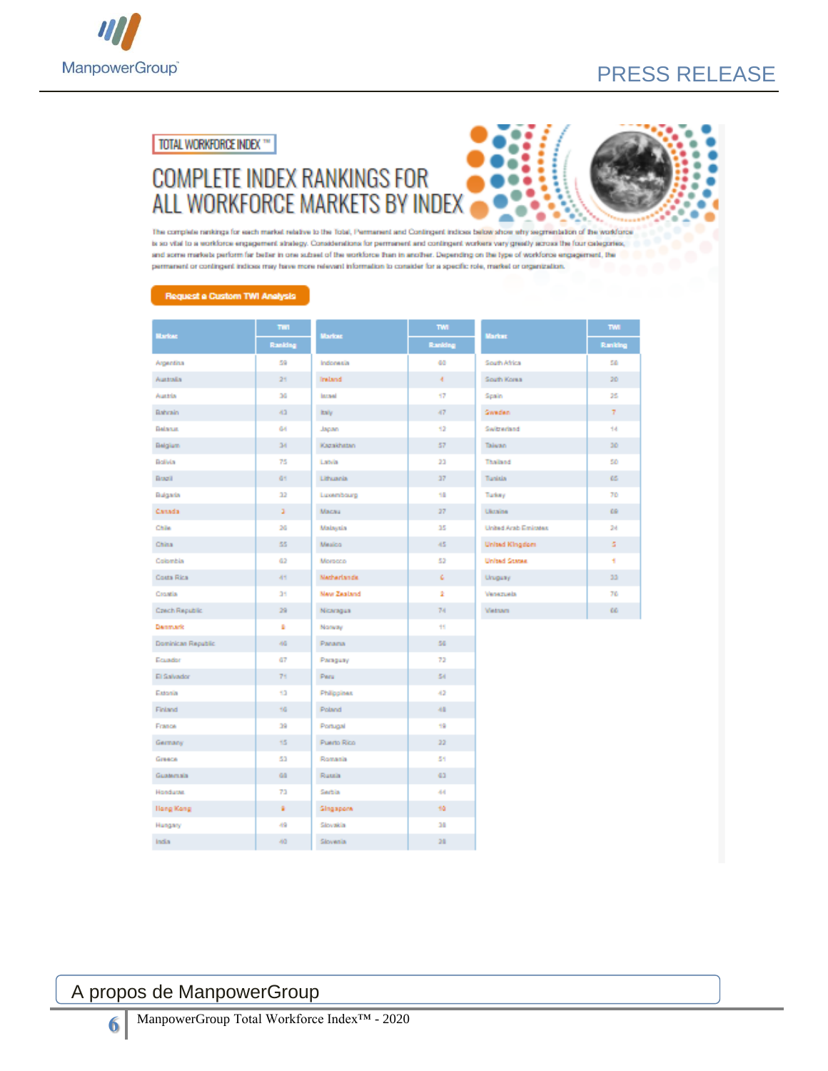TOTAL WORKFORCE INDEX ™

# COMPLETE INDEX RANKINGS FOR ALL WORKFORCE MARKETS BY INDEX

The complete rankings for each market relative to the Total, Permanent and Contingent indices below show why segmentation of the workforce is so vital to a workforce engagement strategy. Considerations for permanent and contingent workers vary greatly across the four categories, and some markets perform far better in one subset of the workforce than in another. Depending on the type of workforce engagement, the permanent or contingent indices may have more relevant information to consider for a specific role, market or organization.

Request a Custom TWI Analysis

| Market | TWI Ranking | Market | TWI Ranking | Market | TWI Ranking |
|---|---|---|---|---|---|
| Argentina | 59 | Indonesia | 60 | South Africa | 56 |
| Australia | 21 | Ireland | 4 | South Korea | 20 |
| Austria | 36 | Israel | 17 | Spain | 25 |
| Bahrain | 43 | Italy | 47 | Sweden | 7 |
| Belarus | 64 | Japan | 12 | Switzerland | 14 |
| Belgium | 34 | Kazakhstan | 57 | Taiwan | 30 |
| Bolivia | 75 | Latvia | 23 | Thailand | 50 |
| Brazil | 61 | Lithuania | 37 | Tunisia | 65 |
| Bulgaria | 32 | Luxembourg | 18 | Turkey | 70 |
| Canada | 3 | Macau | 27 | Ukraine | 69 |
| Chile | 26 | Malaysia | 35 | United Arab Emirates | 24 |
| China | 55 | Mexico | 45 | United Kingdom | 5 |
| Colombia | 62 | Morocco | 52 | United States | 1 |
| Costa Rica | 41 | Netherlands | 6 | Uruguay | 33 |
| Croatia | 31 | New Zealand | 2 | Venezuela | 76 |
| Czech Republic | 29 | Nicaragua | 74 | Vietnam | 66 |
| Denmark | 8 | Norway | 11 | | |
| Dominican Republic | 46 | Panama | 58 | | |
| Ecuador | 67 | Paraguay | 72 | | |
| El Salvador | 71 | Peru | 54 | | |
| Estonia | 13 | Philippines | 42 | | |
| Finland | 16 | Poland | 48 | | |
| France | 39 | Portugal | 19 | | |
| Germany | 15 | Puerto Rico | 22 | | |
| Greece | 53 | Romania | 51 | | |
| Guatemala | 68 | Russia | 63 | | |
| Honduras | 73 | Serbia | 44 | | |
| Hong Kong | 9 | Singapore | 10 | | |
| Hungary | 49 | Slovakia | 38 | | |
| India | 40 | Slovenia | 28 | | |

## A propos de ManpowerGroup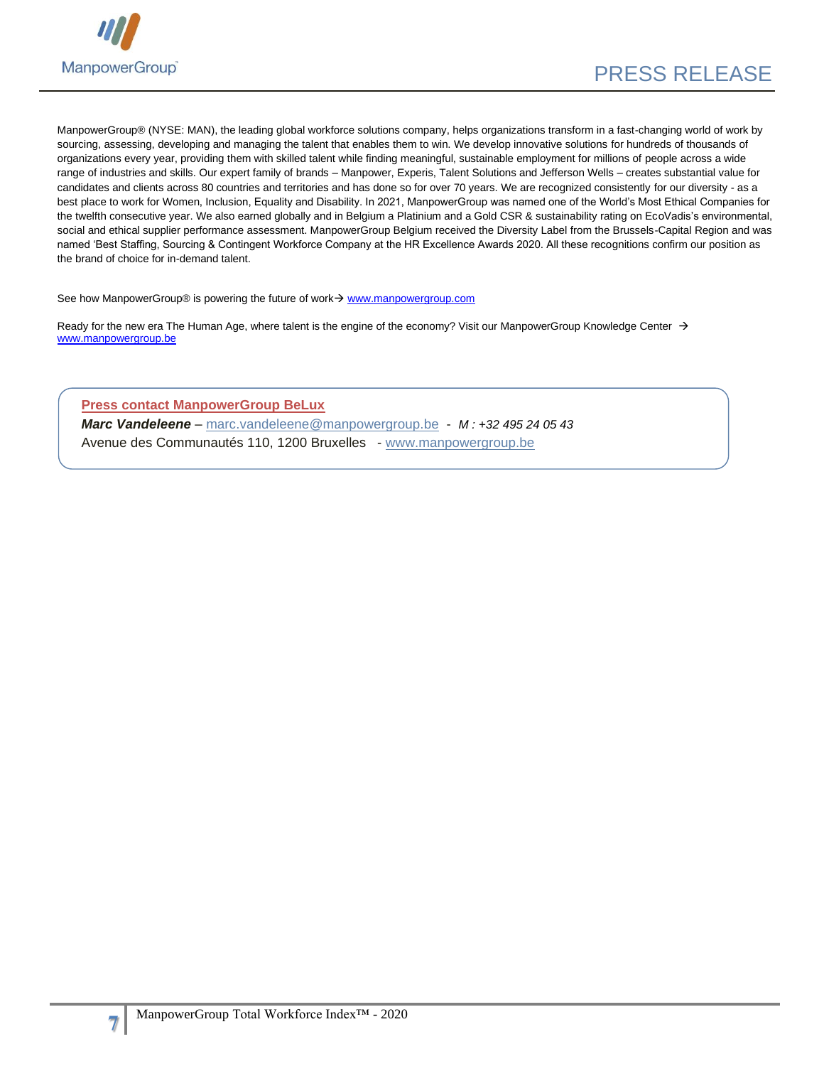ManpowerGroup® (NYSE: MAN), the leading global workforce solutions company, helps organizations transform in a fast-changing world of work by sourcing, assessing, developing and managing the talent that enables them to win. We develop innovative solutions for hundreds of thousands of organizations every year, providing them with skilled talent while finding meaningful, sustainable employment for millions of people across a wide range of industries and skills. Our expert family of brands – Manpower, Experis, Talent Solutions and Jefferson Wells – creates substantial value for candidates and clients across 80 countries and territories and has done so for over 70 years. We are recognized consistently for our diversity - as a best place to work for Women, Inclusion, Equality and Disability. In 2021, ManpowerGroup was named one of the World's Most Ethical Companies for the twelfth consecutive year. We also earned globally and in Belgium a Platinium and a Gold CSR & sustainability rating on EcoVadis's environmental, social and ethical supplier performance assessment. ManpowerGroup Belgium received the Diversity Label from the Brussels-Capital Region and was named 'Best Staffing, Sourcing & Contingent Workforce Company at the HR Excellence Awards 2020. All these recognitions confirm our position as the brand of choice for in-demand talent.

See how ManpowerGroup® is powering the future of work→ www.manpowergroup.com

Ready for the new era The Human Age, where talent is the engine of the economy? Visit our ManpowerGroup Knowledge Center → www.manpowergroup.be

**Press contact ManpowerGroup BeLux**

***Marc Vandeleene*** – marc.vandeleene@manpowergroup.be - *M : +32 495 24 05 43*

Avenue des Communautés 110, 1200 Bruxelles - www.manpowergroup.be